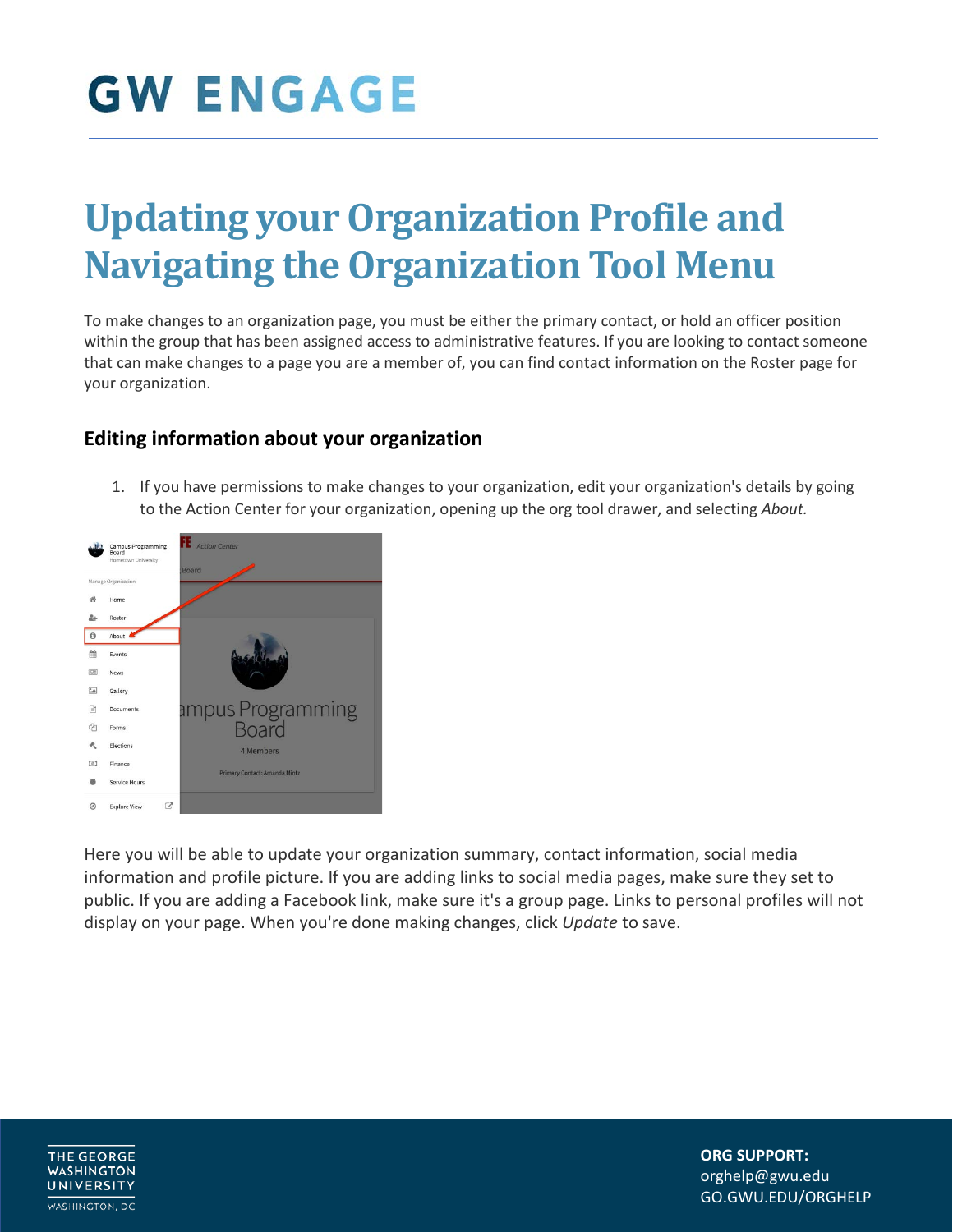# GW ENGAGE

# Updating your Organization Profile and Navigating the Organization Tool Menu

To make changes to an organization page, you must be either the primary contact, or hold an officer position within the group that has been assigned access to administrative features. If you are looking to contact someone that can make changes to a page you are a member of, you can find contact information on the Roster page for your organization.

## Editing information about your organization

1. If you have permissions to make changes to your organization, edit your organization's details by going to the Action Center for your organization, opening up the org tool drawer, and selecting *About.*

Here you will be able to update your organization summary, contact information, social media information and profile picture. If you are adding links to social media pages, make sure they set to public. If you are adding a Facebook link, make sure it's a group page. Links to personal profiles will not display on your page. When you're done making changes, click *Update* to save.

**ORG SUPPORT:**
orghelp@gwu.edu
GO.GWU.EDU/ORGHELP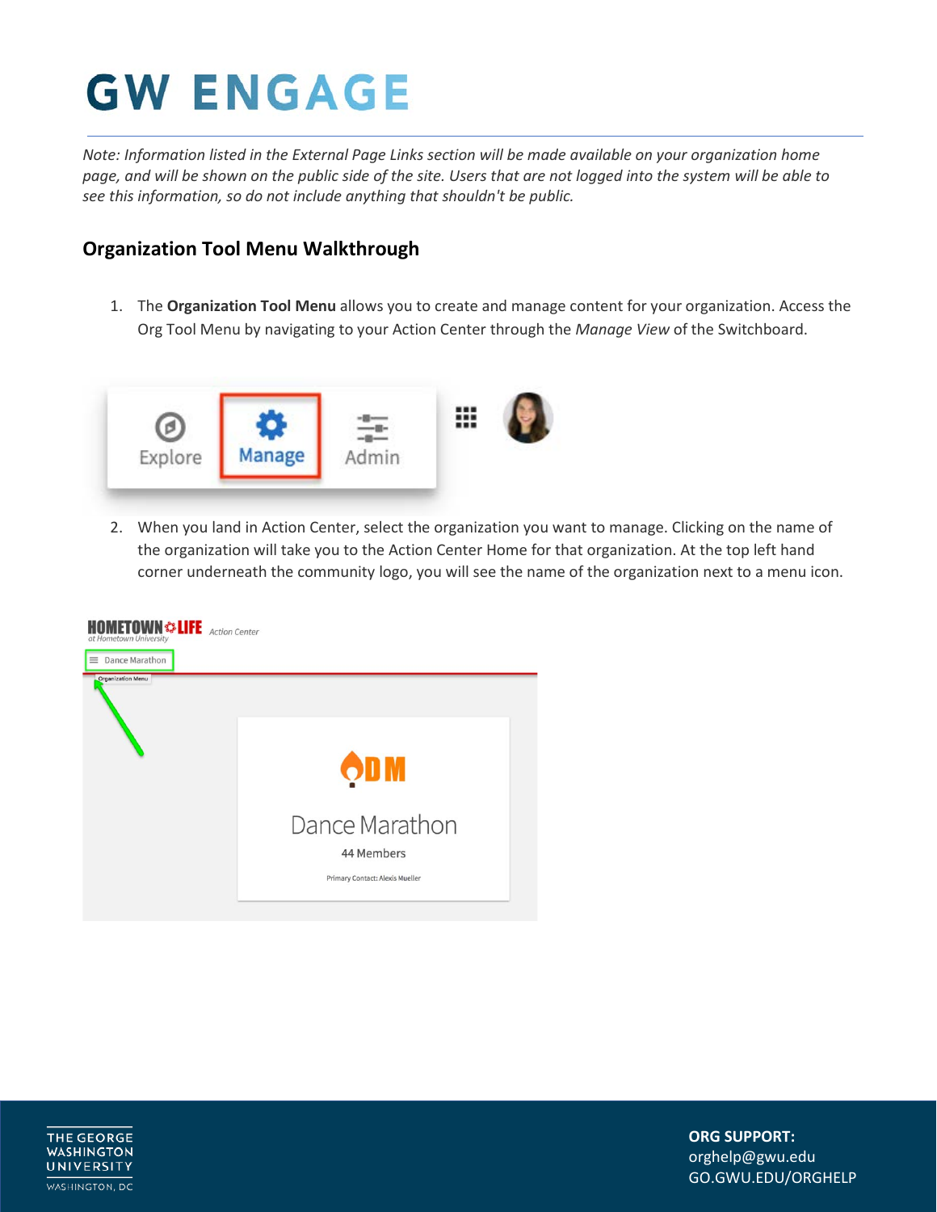*Note: Information listed in the External Page Links section will be made available on your organization home page, and will be shown on the public side of the site. Users that are not logged into the system will be able to see this information, so do not include anything that shouldn't be public.*

## Organization Tool Menu Walkthrough

1. The **Organization Tool Menu** allows you to create and manage content for your organization. Access the Org Tool Menu by navigating to your Action Center through the *Manage View* of the Switchboard.

2. When you land in Action Center, select the organization you want to manage. Clicking on the name of the organization will take you to the Action Center Home for that organization. At the top left hand corner underneath the community logo, you will see the name of the organization next to a menu icon.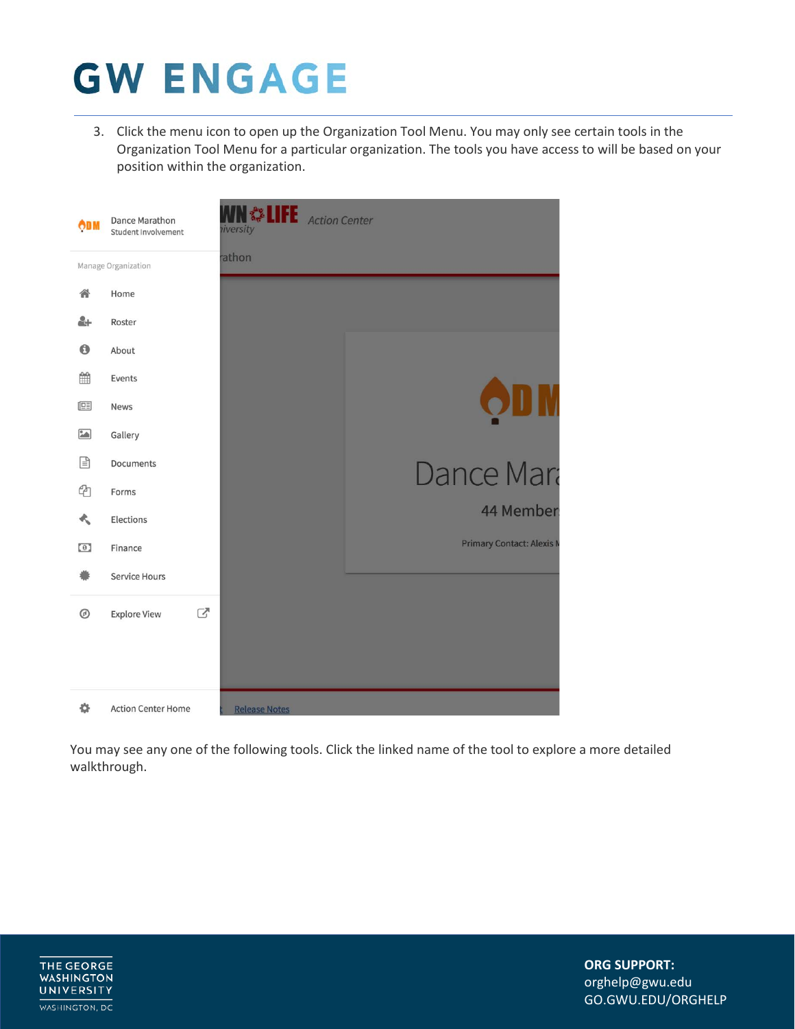3. Click the menu icon to open up the Organization Tool Menu. You may only see certain tools in the Organization Tool Menu for a particular organization. The tools you have access to will be based on your position within the organization.

You may see any one of the following tools. Click the linked name of the tool to explore a more detailed walkthrough.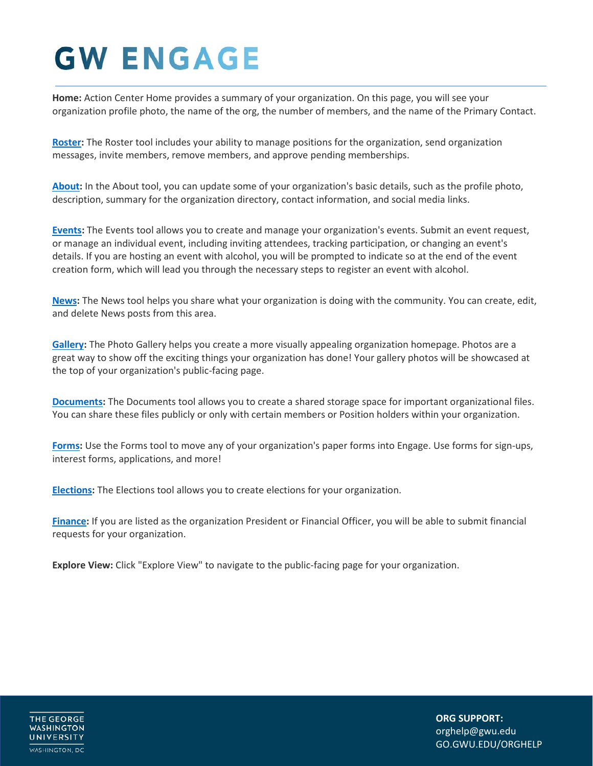# GW ENGAGE

**Home:** Action Center Home provides a summary of your organization. On this page, you will see your organization profile photo, the name of the org, the number of members, and the name of the Primary Contact.

**Roster:** The Roster tool includes your ability to manage positions for the organization, send organization messages, invite members, remove members, and approve pending memberships.

**About:** In the About tool, you can update some of your organization's basic details, such as the profile photo, description, summary for the organization directory, contact information, and social media links.

**Events:** The Events tool allows you to create and manage your organization's events. Submit an event request, or manage an individual event, including inviting attendees, tracking participation, or changing an event's details. If you are hosting an event with alcohol, you will be prompted to indicate so at the end of the event creation form, which will lead you through the necessary steps to register an event with alcohol.

**News:** The News tool helps you share what your organization is doing with the community. You can create, edit, and delete News posts from this area.

**Gallery:** The Photo Gallery helps you create a more visually appealing organization homepage. Photos are a great way to show off the exciting things your organization has done! Your gallery photos will be showcased at the top of your organization's public-facing page.

**Documents:** The Documents tool allows you to create a shared storage space for important organizational files. You can share these files publicly or only with certain members or Position holders within your organization.

**Forms:** Use the Forms tool to move any of your organization's paper forms into Engage. Use forms for sign-ups, interest forms, applications, and more!

**Elections:** The Elections tool allows you to create elections for your organization.

**Finance:** If you are listed as the organization President or Financial Officer, you will be able to submit financial requests for your organization.

**Explore View:** Click "Explore View" to navigate to the public-facing page for your organization.

THE GEORGE WASHINGTON UNIVERSITY
WASHINGTON, DC

**ORG SUPPORT:**
orghelp@gwu.edu
GO.GWU.EDU/ORGHELP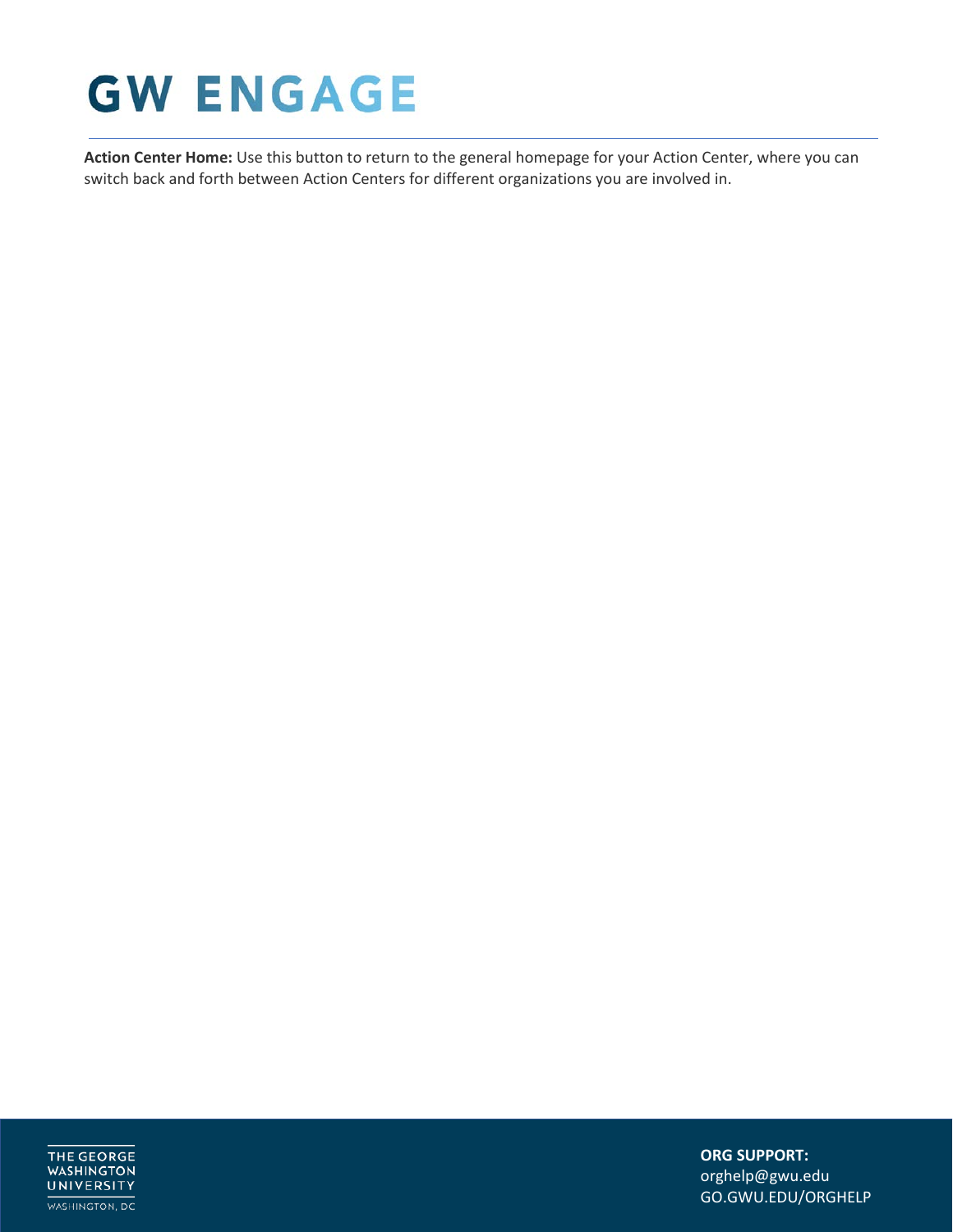**Action Center Home:** Use this button to return to the general homepage for your Action Center, where you can switch back and forth between Action Centers for different organizations you are involved in.